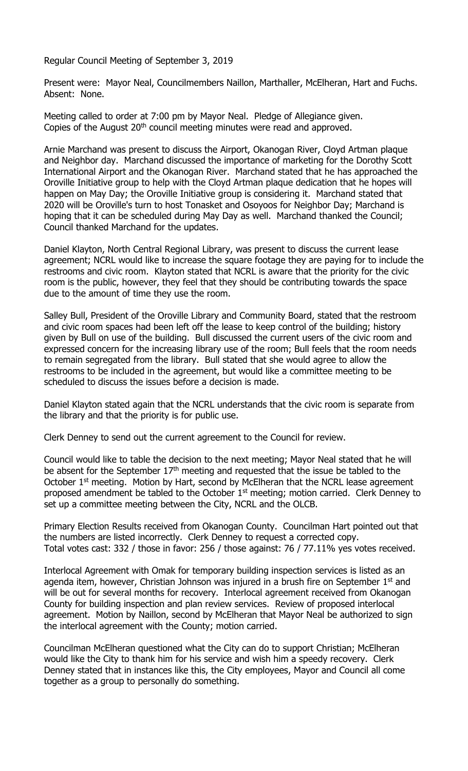Regular Council Meeting of September 3, 2019

Present were: Mayor Neal, Councilmembers Naillon, Marthaller, McElheran, Hart and Fuchs. Absent: None.

Meeting called to order at 7:00 pm by Mayor Neal. Pledge of Allegiance given. Copies of the August 20th council meeting minutes were read and approved.

Arnie Marchand was present to discuss the Airport, Okanogan River, Cloyd Artman plaque and Neighbor day. Marchand discussed the importance of marketing for the Dorothy Scott International Airport and the Okanogan River. Marchand stated that he has approached the Oroville Initiative group to help with the Cloyd Artman plaque dedication that he hopes will happen on May Day; the Oroville Initiative group is considering it. Marchand stated that 2020 will be Oroville's turn to host Tonasket and Osoyoos for Neighbor Day; Marchand is hoping that it can be scheduled during May Day as well. Marchand thanked the Council; Council thanked Marchand for the updates.

Daniel Klayton, North Central Regional Library, was present to discuss the current lease agreement; NCRL would like to increase the square footage they are paying for to include the restrooms and civic room. Klayton stated that NCRL is aware that the priority for the civic room is the public, however, they feel that they should be contributing towards the space due to the amount of time they use the room.

Salley Bull, President of the Oroville Library and Community Board, stated that the restroom and civic room spaces had been left off the lease to keep control of the building; history given by Bull on use of the building. Bull discussed the current users of the civic room and expressed concern for the increasing library use of the room; Bull feels that the room needs to remain segregated from the library. Bull stated that she would agree to allow the restrooms to be included in the agreement, but would like a committee meeting to be scheduled to discuss the issues before a decision is made.

Daniel Klayton stated again that the NCRL understands that the civic room is separate from the library and that the priority is for public use.

Clerk Denney to send out the current agreement to the Council for review.

Council would like to table the decision to the next meeting; Mayor Neal stated that he will be absent for the September 17th meeting and requested that the issue be tabled to the October 1st meeting. Motion by Hart, second by McElheran that the NCRL lease agreement proposed amendment be tabled to the October 1st meeting; motion carried. Clerk Denney to set up a committee meeting between the City, NCRL and the OLCB.

Primary Election Results received from Okanogan County. Councilman Hart pointed out that the numbers are listed incorrectly. Clerk Denney to request a corrected copy. Total votes cast: 332 / those in favor: 256 / those against: 76 / 77.11% yes votes received.

Interlocal Agreement with Omak for temporary building inspection services is listed as an agenda item, however, Christian Johnson was injured in a brush fire on September 1st and will be out for several months for recovery. Interlocal agreement received from Okanogan County for building inspection and plan review services. Review of proposed interlocal agreement. Motion by Naillon, second by McElheran that Mayor Neal be authorized to sign the interlocal agreement with the County; motion carried.

Councilman McElheran questioned what the City can do to support Christian; McElheran would like the City to thank him for his service and wish him a speedy recovery. Clerk Denney stated that in instances like this, the City employees, Mayor and Council all come together as a group to personally do something.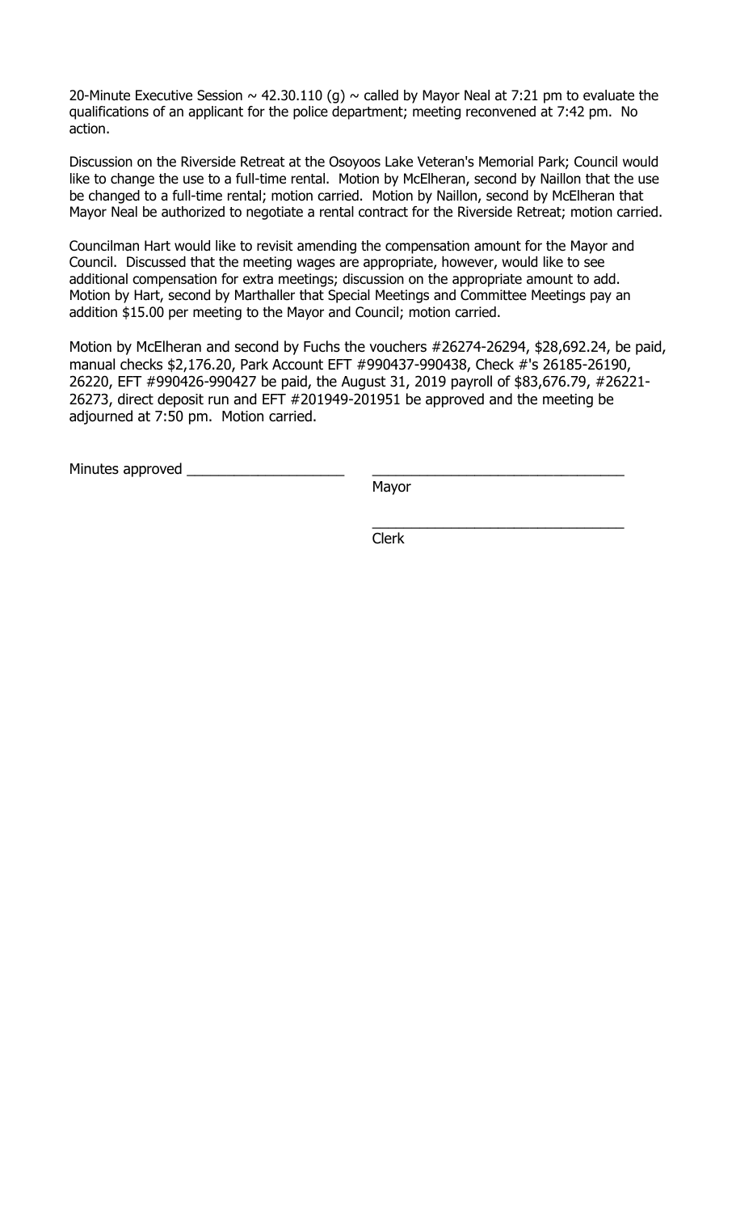20-Minute Executive Session ~ 42.30.110 (g) ~ called by Mayor Neal at 7:21 pm to evaluate the qualifications of an applicant for the police department; meeting reconvened at 7:42 pm. No action.

Discussion on the Riverside Retreat at the Osoyoos Lake Veteran's Memorial Park; Council would like to change the use to a full-time rental. Motion by McElheran, second by Naillon that the use be changed to a full-time rental; motion carried. Motion by Naillon, second by McElheran that Mayor Neal be authorized to negotiate a rental contract for the Riverside Retreat; motion carried.

Councilman Hart would like to revisit amending the compensation amount for the Mayor and Council. Discussed that the meeting wages are appropriate, however, would like to see additional compensation for extra meetings; discussion on the appropriate amount to add. Motion by Hart, second by Marthaller that Special Meetings and Committee Meetings pay an addition $15.00 per meeting to the Mayor and Council; motion carried.

Motion by McElheran and second by Fuchs the vouchers #26274-26294, $28,692.24, be paid, manual checks $2,176.20, Park Account EFT #990437-990438, Check #'s 26185-26190, 26220, EFT #990426-990427 be paid, the August 31, 2019 payroll of $83,676.79, #26221-26273, direct deposit run and EFT #201949-201951 be approved and the meeting be adjourned at 7:50 pm. Motion carried.

Minutes approved ____________________ ________________________________
Mayor

________________________________
Clerk